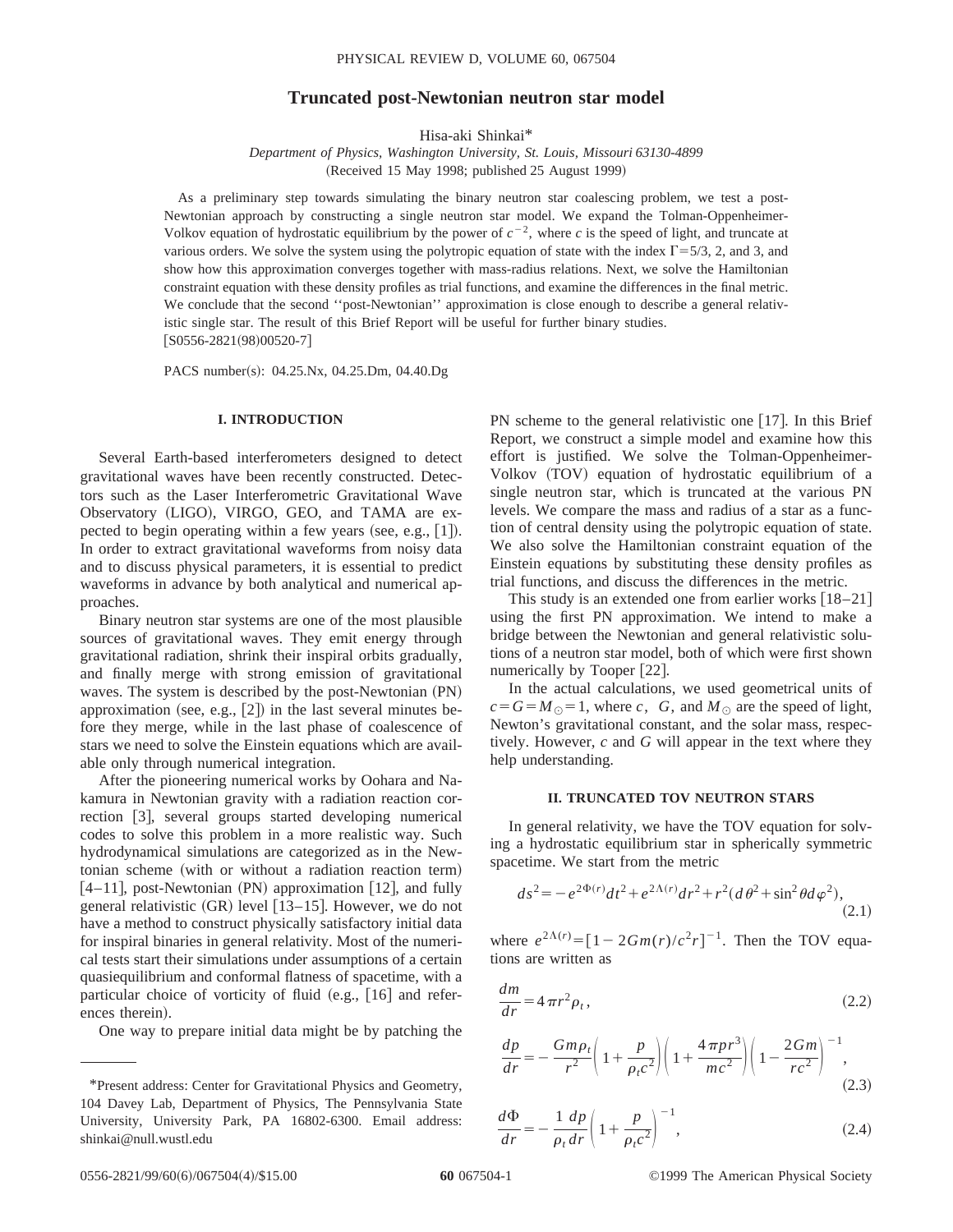# Truncated post-Newtonian neutron star model

Hisa-aki Shinkai*

*Department of Physics, Washington University, St. Louis, Missouri 63130-4899*

(Received 15 May 1998; published 25 August 1999)

As a preliminary step towards simulating the binary neutron star coalescing problem, we test a post-Newtonian approach by constructing a single neutron star model. We expand the Tolman-Oppenheimer-Volkov equation of hydrostatic equilibrium by the power of $c^{-2}$, where $c$ is the speed of light, and truncate at various orders. We solve the system using the polytropic equation of state with the index $\Gamma=5/3$, 2, and 3, and show how this approximation converges together with mass-radius relations. Next, we solve the Hamiltonian constraint equation with these density profiles as trial functions, and examine the differences in the final metric. We conclude that the second ''post-Newtonian'' approximation is close enough to describe a general relativistic single star. The result of this Brief Report will be useful for further binary studies. [S0556-2821(98)00520-7]

PACS number(s): 04.25.Nx, 04.25.Dm, 04.40.Dg

## I. INTRODUCTION

Several Earth-based interferometers designed to detect gravitational waves have been recently constructed. Detectors such as the Laser Interferometric Gravitational Wave Observatory (LIGO), VIRGO, GEO, and TAMA are expected to begin operating within a few years (see, e.g., [1]). In order to extract gravitational waveforms from noisy data and to discuss physical parameters, it is essential to predict waveforms in advance by both analytical and numerical approaches.

Binary neutron star systems are one of the most plausible sources of gravitational waves. They emit energy through gravitational radiation, shrink their inspiral orbits gradually, and finally merge with strong emission of gravitational waves. The system is described by the post-Newtonian (PN) approximation (see, e.g., [2]) in the last several minutes before they merge, while in the last phase of coalescence of stars we need to solve the Einstein equations which are available only through numerical integration.

After the pioneering numerical works by Oohara and Nakamura in Newtonian gravity with a radiation reaction correction [3], several groups started developing numerical codes to solve this problem in a more realistic way. Such hydrodynamical simulations are categorized as in the Newtonian scheme (with or without a radiation reaction term) [4–11], post-Newtonian (PN) approximation [12], and fully general relativistic (GR) level [13–15]. However, we do not have a method to construct physically satisfactory initial data for inspiral binaries in general relativity. Most of the numerical tests start their simulations under assumptions of a certain quasiequilibrium and conformal flatness of spacetime, with a particular choice of vorticity of fluid (e.g., [16] and references therein).

One way to prepare initial data might be by patching the PN scheme to the general relativistic one [17]. In this Brief Report, we construct a simple model and examine how this effort is justified. We solve the Tolman-Oppenheimer-Volkov (TOV) equation of hydrostatic equilibrium of a single neutron star, which is truncated at the various PN levels. We compare the mass and radius of a star as a function of central density using the polytropic equation of state. We also solve the Hamiltonian constraint equation of the Einstein equations by substituting these density profiles as trial functions, and discuss the differences in the metric.

This study is an extended one from earlier works [18–21] using the first PN approximation. We intend to make a bridge between the Newtonian and general relativistic solutions of a neutron star model, both of which were first shown numerically by Tooper [22].

In the actual calculations, we used geometrical units of $c=G=M_\odot=1$, where $c$, $G$, and $M_\odot$ are the speed of light, Newton's gravitational constant, and the solar mass, respectively. However, $c$ and $G$ will appear in the text where they help understanding.

## II. TRUNCATED TOV NEUTRON STARS

In general relativity, we have the TOV equation for solving a hydrostatic equilibrium star in spherically symmetric spacetime. We start from the metric

$$ds^2=-e^{2\Phi(r)}dt^2+e^{2\Lambda(r)}dr^2+r^2(d\theta^2+\sin^2\theta d\varphi^2), \tag{2.1}$$

where $e^{2\Lambda(r)}=[1-2Gm(r)/c^2r]^{-1}$. Then the TOV equations are written as

$$\frac{dm}{dr}=4\pi r^2\rho_t, \tag{2.2}$$

$$\frac{dp}{dr}=-\frac{Gm\rho_t}{r^2}\left(1+\frac{p}{\rho_t c^2}\right)\left(1+\frac{4\pi p r^3}{mc^2}\right)\left(1-\frac{2Gm}{rc^2}\right)^{-1}, \tag{2.3}$$

$$\frac{d\Phi}{dr}=-\frac{1}{\rho_t}\frac{dp}{dr}\left(1+\frac{p}{\rho_t c^2}\right)^{-1}, \tag{2.4}$$

*Present address: Center for Gravitational Physics and Geometry, 104 Davey Lab, Department of Physics, The Pennsylvania State University, University Park, PA 16802-6300. Email address: shinkai@null.wustl.edu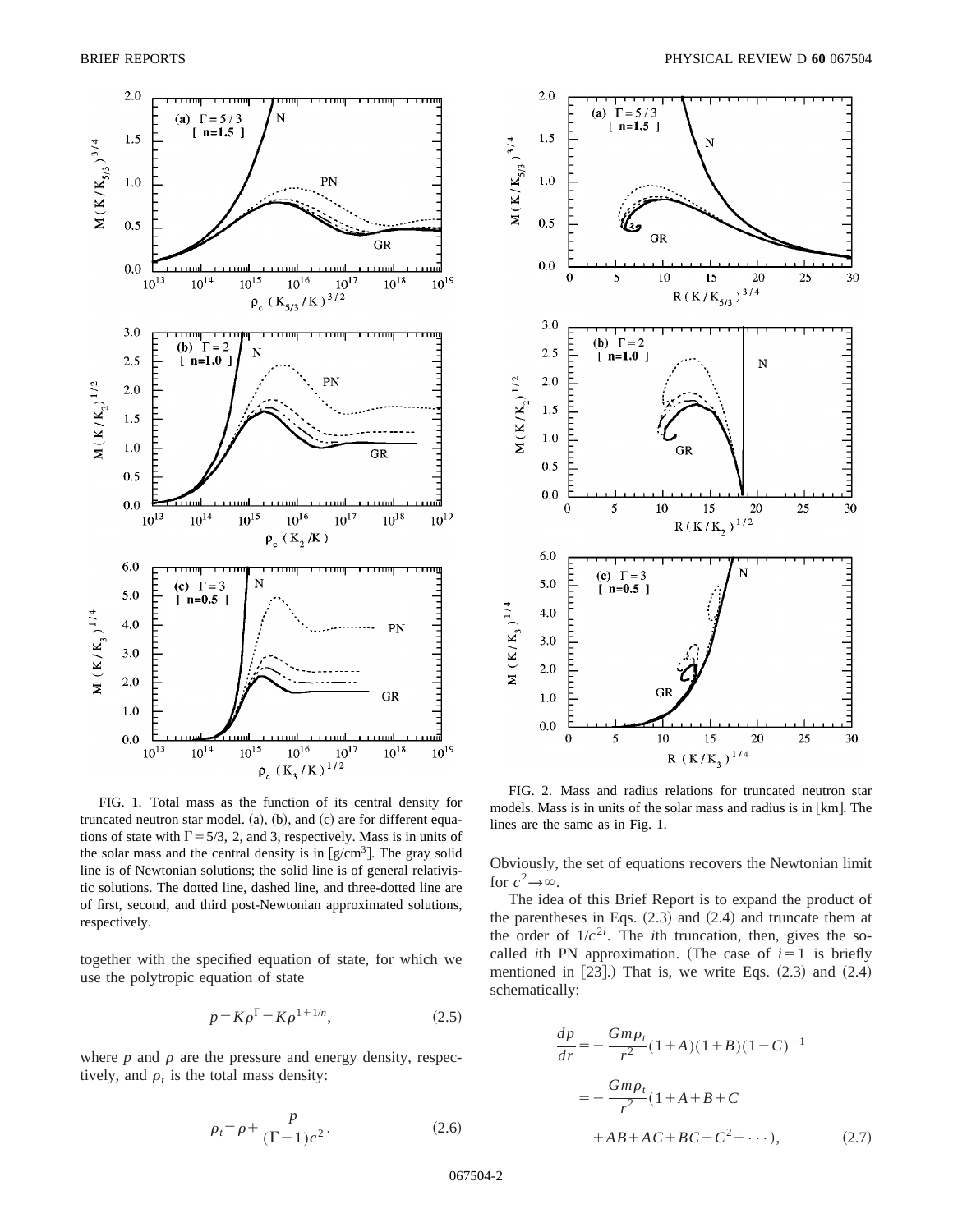FIG. 1. Total mass as the function of its central density for truncated neutron star model. (a), (b), and (c) are for different equations of state with $\Gamma = 5/3$, 2, and 3, respectively. Mass is in units of the solar mass and the central density is in [g/cm$^3$]. The gray solid line is of Newtonian solutions; the solid line is of general relativistic solutions. The dotted line, dashed line, and three-dotted line are of first, second, and third post-Newtonian approximated solutions, respectively.

together with the specified equation of state, for which we use the polytropic equation of state

$$p = K\rho^{\Gamma} = K\rho^{1+1/n}, \tag{2.5}$$

where $p$ and $\rho$ are the pressure and energy density, respectively, and $\rho_t$ is the total mass density:

$$\rho_t = \rho + \frac{p}{(\Gamma - 1)c^2}. \tag{2.6}$$

FIG. 2. Mass and radius relations for truncated neutron star models. Mass is in units of the solar mass and radius is in [km]. The lines are the same as in Fig. 1.

Obviously, the set of equations recovers the Newtonian limit for $c^2 \to \infty$.

The idea of this Brief Report is to expand the product of the parentheses in Eqs. (2.3) and (2.4) and truncate them at the order of $1/c^{2i}$. The $i$th truncation, then, gives the so-called $i$th PN approximation. (The case of $i=1$ is briefly mentioned in [23].) That is, we write Eqs. (2.3) and (2.4) schematically:

$$\begin{aligned}
\frac{dp}{dr} &= -\frac{Gm\rho_t}{r^2}(1+A)(1+B)(1-C)^{-1} \\
&= -\frac{Gm\rho_t}{r^2}(1+A+B+C \\
&\quad +AB+AC+BC+C^2+\cdots),
\end{aligned} \tag{2.7}$$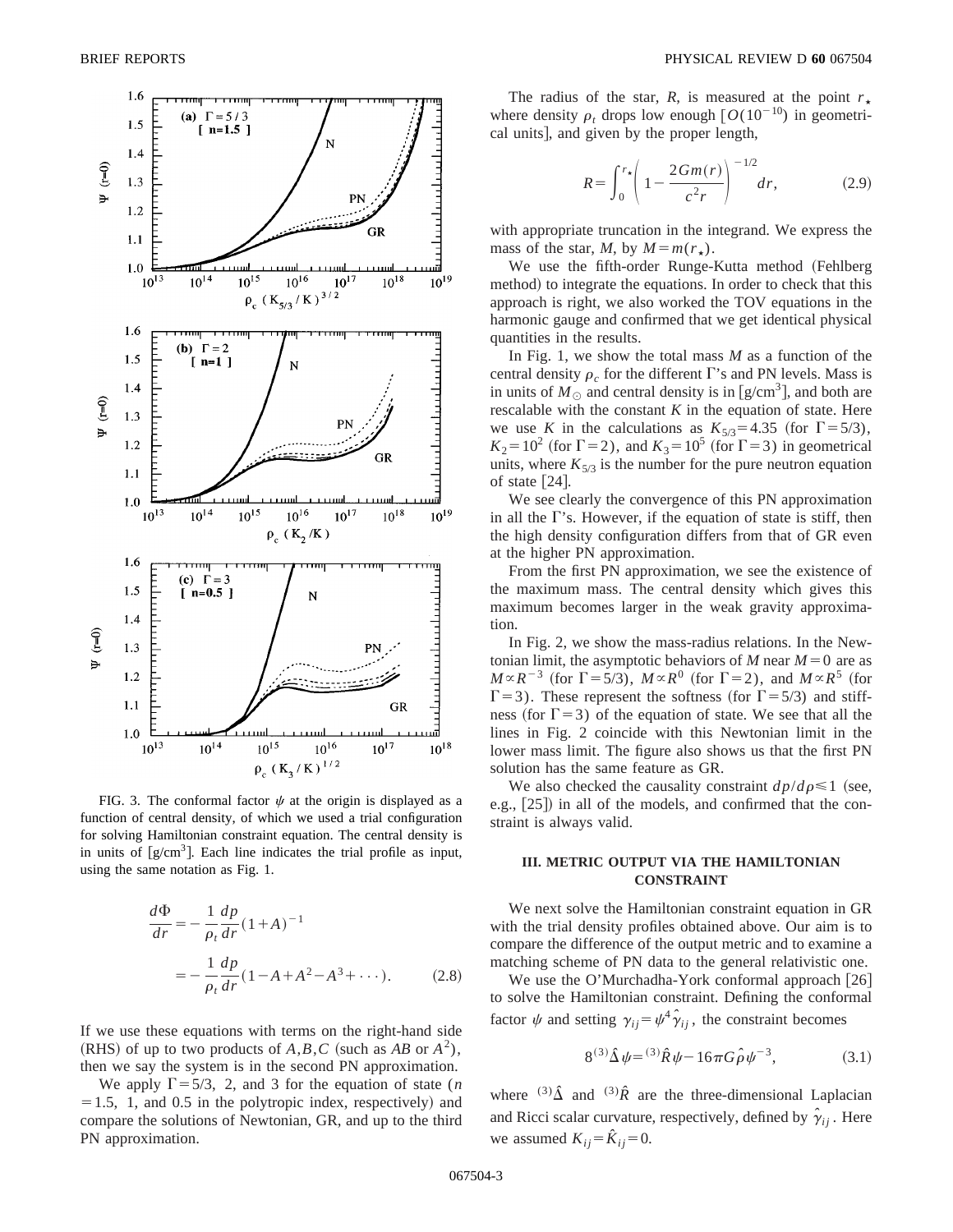FIG. 3. The conformal factor $\psi$ at the origin is displayed as a function of central density, of which we used a trial configuration for solving Hamiltonian constraint equation. The central density is in units of [g/cm$^3$]. Each line indicates the trial profile as input, using the same notation as Fig. 1.

$$\frac{d\Phi}{dr} = -\frac{1}{\rho_t}\frac{dp}{dr}(1+A)^{-1}$$

$$= -\frac{1}{\rho_t}\frac{dp}{dr}(1-A+A^2-A^3+\cdots). \tag{2.8}$$

If we use these equations with terms on the right-hand side (RHS) of up to two products of $A,B,C$ (such as $AB$ or $A^2$), then we say the system is in the second PN approximation.

We apply $\Gamma=5/3$, 2, and 3 for the equation of state ($n=1.5$, 1, and 0.5 in the polytropic index, respectively) and compare the solutions of Newtonian, GR, and up to the third PN approximation.

The radius of the star, $R$, is measured at the point $r_\star$ where density $\rho_t$ drops low enough [$O(10^{-10})$ in geometrical units], and given by the proper length,

$$R = \int_0^{r_\star}\left(1-\frac{2Gm(r)}{c^2 r}\right)^{-1/2} dr, \tag{2.9}$$

with appropriate truncation in the integrand. We express the mass of the star, $M$, by $M=m(r_\star)$.

We use the fifth-order Runge-Kutta method (Fehlberg method) to integrate the equations. In order to check that this approach is right, we also worked the TOV equations in the harmonic gauge and confirmed that we get identical physical quantities in the results.

In Fig. 1, we show the total mass $M$ as a function of the central density $\rho_c$ for the different $\Gamma$'s and PN levels. Mass is in units of $M_\odot$ and central density is in [g/cm$^3$], and both are rescalable with the constant $K$ in the equation of state. Here we use $K$ in the calculations as $K_{5/3}=4.35$ (for $\Gamma=5/3$), $K_2=10^2$ (for $\Gamma=2$), and $K_3=10^5$ (for $\Gamma=3$) in geometrical units, where $K_{5/3}$ is the number for the pure neutron equation of state [24].

We see clearly the convergence of this PN approximation in all the $\Gamma$'s. However, if the equation of state is stiff, then the high density configuration differs from that of GR even at the higher PN approximation.

From the first PN approximation, we see the existence of the maximum mass. The central density which gives this maximum becomes larger in the weak gravity approximation.

In Fig. 2, we show the mass-radius relations. In the Newtonian limit, the asymptotic behaviors of $M$ near $M=0$ are as $M \propto R^{-3}$ (for $\Gamma=5/3$), $M \propto R^0$ (for $\Gamma=2$), and $M \propto R^5$ (for $\Gamma=3$). These represent the softness (for $\Gamma=5/3$) and stiffness (for $\Gamma=3$) of the equation of state. We see that all the lines in Fig. 2 coincide with this Newtonian limit in the lower mass limit. The figure also shows us that the first PN solution has the same feature as GR.

We also checked the causality constraint $dp/d\rho \leq 1$ (see, e.g., [25]) in all of the models, and confirmed that the constraint is always valid.

## III. METRIC OUTPUT VIA THE HAMILTONIAN CONSTRAINT

We next solve the Hamiltonian constraint equation in GR with the trial density profiles obtained above. Our aim is to compare the difference of the output metric and to examine a matching scheme of PN data to the general relativistic one.

We use the O'Murchadha-York conformal approach [26] to solve the Hamiltonian constraint. Defining the conformal factor $\psi$ and setting $\gamma_{ij}=\psi^4\hat{\gamma}_{ij}$, the constraint becomes

$$8\,{}^{(3)}\hat{\Delta}\psi = {}^{(3)}\hat{R}\psi - 16\pi G\hat{\rho}\psi^{-3}, \tag{3.1}$$

where ${}^{(3)}\hat{\Delta}$ and ${}^{(3)}\hat{R}$ are the three-dimensional Laplacian and Ricci scalar curvature, respectively, defined by $\hat{\gamma}_{ij}$. Here we assumed $K_{ij}=\hat{K}_{ij}=0$.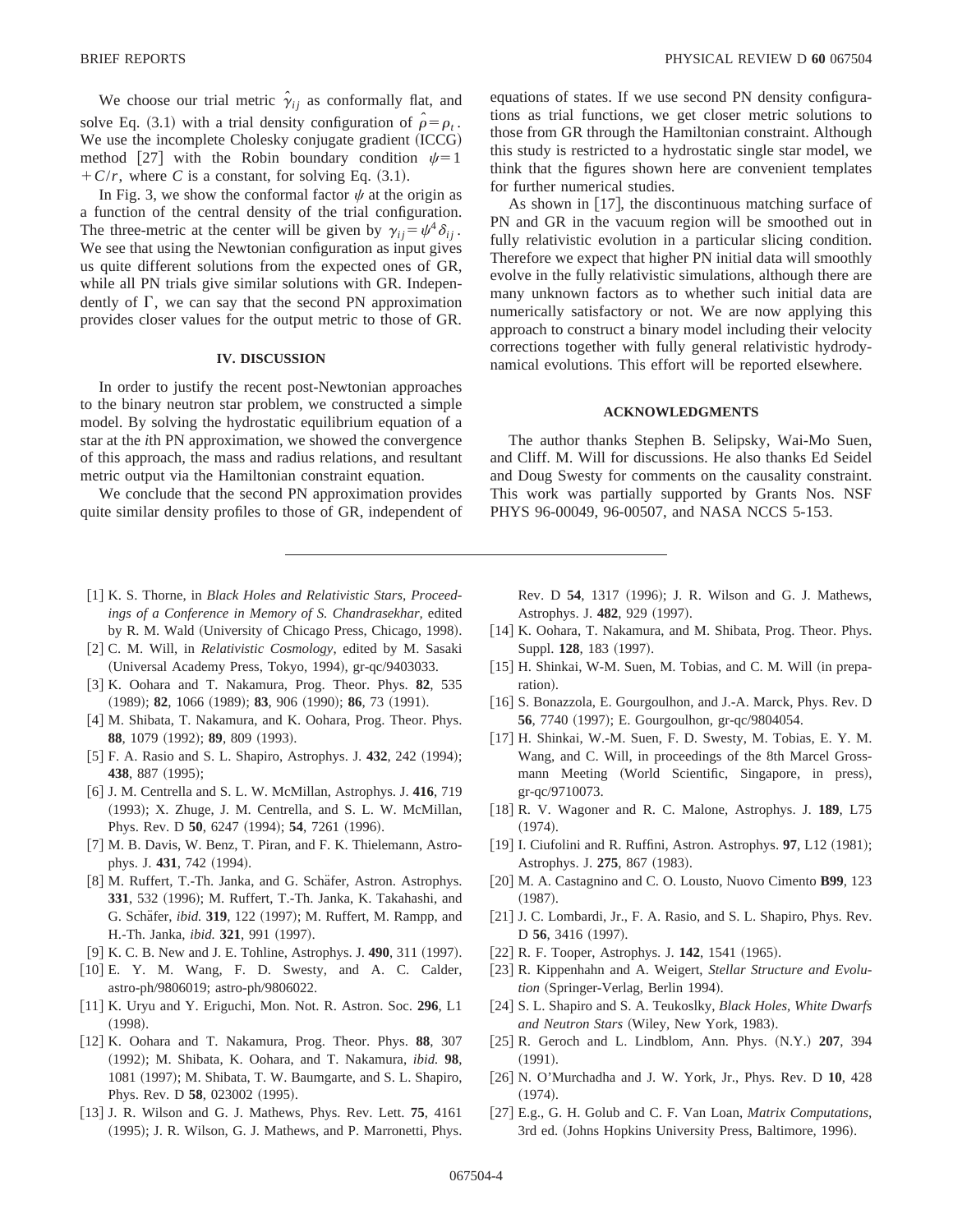We choose our trial metric $\hat{\gamma}_{ij}$ as conformally flat, and solve Eq. (3.1) with a trial density configuration of $\hat{\rho}=\rho_t$. We use the incomplete Cholesky conjugate gradient (ICCG) method [27] with the Robin boundary condition $\psi=1+C/r$, where $C$ is a constant, for solving Eq. (3.1).

In Fig. 3, we show the conformal factor $\psi$ at the origin as a function of the central density of the trial configuration. The three-metric at the center will be given by $\gamma_{ij}=\psi^4\delta_{ij}$. We see that using the Newtonian configuration as input gives us quite different solutions from the expected ones of GR, while all PN trials give similar solutions with GR. Independently of $\Gamma$, we can say that the second PN approximation provides closer values for the output metric to those of GR.

## IV. DISCUSSION

In order to justify the recent post-Newtonian approaches to the binary neutron star problem, we constructed a simple model. By solving the hydrostatic equilibrium equation of a star at the *i*th PN approximation, we showed the convergence of this approach, the mass and radius relations, and resultant metric output via the Hamiltonian constraint equation.

We conclude that the second PN approximation provides quite similar density profiles to those of GR, independent of equations of states. If we use second PN density configurations as trial functions, we get closer metric solutions to those from GR through the Hamiltonian constraint. Although this study is restricted to a hydrostatic single star model, we think that the figures shown here are convenient templates for further numerical studies.

As shown in [17], the discontinuous matching surface of PN and GR in the vacuum region will be smoothed out in fully relativistic evolution in a particular slicing condition. Therefore we expect that higher PN initial data will smoothly evolve in the fully relativistic simulations, although there are many unknown factors as to whether such initial data are numerically satisfactory or not. We are now applying this approach to construct a binary model including their velocity corrections together with fully general relativistic hydrodynamical evolutions. This effort will be reported elsewhere.

## ACKNOWLEDGMENTS

The author thanks Stephen B. Selipsky, Wai-Mo Suen, and Cliff. M. Will for discussions. He also thanks Ed Seidel and Doug Swesty for comments on the causality constraint. This work was partially supported by Grants Nos. NSF PHYS 96-00049, 96-00507, and NASA NCCS 5-153.

---

[1] K. S. Thorne, in *Black Holes and Relativistic Stars, Proceedings of a Conference in Memory of S. Chandrasekhar*, edited by R. M. Wald (University of Chicago Press, Chicago, 1998).

[2] C. M. Will, in *Relativistic Cosmology*, edited by M. Sasaki (Universal Academy Press, Tokyo, 1994), gr-qc/9403033.

[3] K. Oohara and T. Nakamura, Prog. Theor. Phys. **82**, 535 (1989); **82**, 1066 (1989); **83**, 906 (1990); **86**, 73 (1991).

[4] M. Shibata, T. Nakamura, and K. Oohara, Prog. Theor. Phys. **88**, 1079 (1992); **89**, 809 (1993).

[5] F. A. Rasio and S. L. Shapiro, Astrophys. J. **432**, 242 (1994); **438**, 887 (1995);

[6] J. M. Centrella and S. L. W. McMillan, Astrophys. J. **416**, 719 (1993); X. Zhuge, J. M. Centrella, and S. L. W. McMillan, Phys. Rev. D **50**, 6247 (1994); **54**, 7261 (1996).

[7] M. B. Davis, W. Benz, T. Piran, and F. K. Thielemann, Astrophys. J. **431**, 742 (1994).

[8] M. Ruffert, T.-Th. Janka, and G. Schäfer, Astron. Astrophys. **331**, 532 (1996); M. Ruffert, T.-Th. Janka, K. Takahashi, and G. Schäfer, *ibid.* **319**, 122 (1997); M. Ruffert, M. Rampp, and H.-Th. Janka, *ibid.* **321**, 991 (1997).

[9] K. C. B. New and J. E. Tohline, Astrophys. J. **490**, 311 (1997).

[10] E. Y. M. Wang, F. D. Swesty, and A. C. Calder, astro-ph/9806019; astro-ph/9806022.

[11] K. Uryu and Y. Eriguchi, Mon. Not. R. Astron. Soc. **296**, L1 (1998).

[12] K. Oohara and T. Nakamura, Prog. Theor. Phys. **88**, 307 (1992); M. Shibata, K. Oohara, and T. Nakamura, *ibid.* **98**, 1081 (1997); M. Shibata, T. W. Baumgarte, and S. L. Shapiro, Phys. Rev. D **58**, 023002 (1995).

[13] J. R. Wilson and G. J. Mathews, Phys. Rev. Lett. **75**, 4161 (1995); J. R. Wilson, G. J. Mathews, and P. Marronetti, Phys. Rev. D **54**, 1317 (1996); J. R. Wilson and G. J. Mathews, Astrophys. J. **482**, 929 (1997).

[14] K. Oohara, T. Nakamura, and M. Shibata, Prog. Theor. Phys. Suppl. **128**, 183 (1997).

[15] H. Shinkai, W-M. Suen, M. Tobias, and C. M. Will (in preparation).

[16] S. Bonazzola, E. Gourgoulhon, and J.-A. Marck, Phys. Rev. D **56**, 7740 (1997); E. Gourgoulhon, gr-qc/9804054.

[17] H. Shinkai, W.-M. Suen, F. D. Swesty, M. Tobias, E. Y. M. Wang, and C. Will, in proceedings of the 8th Marcel Grossmann Meeting (World Scientific, Singapore, in press), gr-qc/9710073.

[18] R. V. Wagoner and R. C. Malone, Astrophys. J. **189**, L75 (1974).

[19] I. Ciufolini and R. Ruffini, Astron. Astrophys. **97**, L12 (1981); Astrophys. J. **275**, 867 (1983).

[20] M. A. Castagnino and C. O. Lousto, Nuovo Cimento **B99**, 123 (1987).

[21] J. C. Lombardi, Jr., F. A. Rasio, and S. L. Shapiro, Phys. Rev. D **56**, 3416 (1997).

[22] R. F. Tooper, Astrophys. J. **142**, 1541 (1965).

[23] R. Kippenhahn and A. Weigert, *Stellar Structure and Evolution* (Springer-Verlag, Berlin 1994).

[24] S. L. Shapiro and S. A. Teukoslky, *Black Holes, White Dwarfs and Neutron Stars* (Wiley, New York, 1983).

[25] R. Geroch and L. Lindblom, Ann. Phys. (N.Y.) **207**, 394 (1991).

[26] N. O'Murchadha and J. W. York, Jr., Phys. Rev. D **10**, 428 (1974).

[27] E.g., G. H. Golub and C. F. Van Loan, *Matrix Computations*, 3rd ed. (Johns Hopkins University Press, Baltimore, 1996).